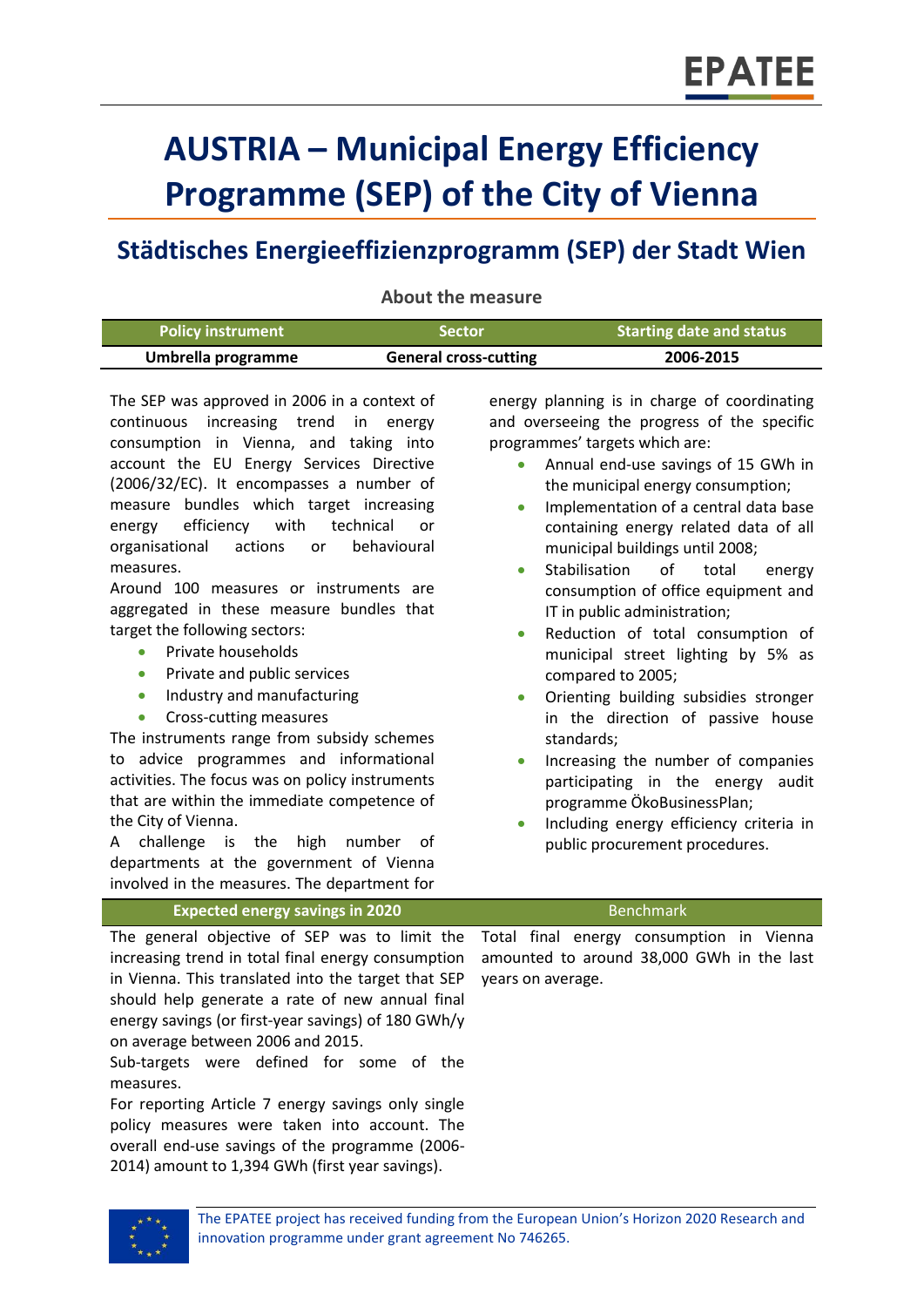# AUSTRIA – Municipal Energy Efficiency Programme (SEP) of the City of Vienna

## Städtisches Energieeffizienzprogramm (SEP) der Stadt Wien

### About the measure

| Policy instrument | Sector | Starting date and status |
|---|---|---|
| **Umbrella programme** | **General cross-cutting** | **2006-2015** |

The SEP was approved in 2006 in a context of continuous increasing trend in energy consumption in Vienna, and taking into account the EU Energy Services Directive (2006/32/EC). It encompasses a number of measure bundles which target increasing energy efficiency with technical or organisational actions or behavioural measures.

Around 100 measures or instruments are aggregated in these measure bundles that target the following sectors:

- Private households
- Private and public services
- Industry and manufacturing
- Cross-cutting measures

The instruments range from subsidy schemes to advice programmes and informational activities. The focus was on policy instruments that are within the immediate competence of the City of Vienna.

A challenge is the high number of departments at the government of Vienna involved in the measures. The department for energy planning is in charge of coordinating and overseeing the progress of the specific programmes' targets which are:

- Annual end-use savings of 15 GWh in the municipal energy consumption;
- Implementation of a central data base containing energy related data of all municipal buildings until 2008;
- Stabilisation of total energy consumption of office equipment and IT in public administration;
- Reduction of total consumption of municipal street lighting by 5% as compared to 2005;
- Orienting building subsidies stronger in the direction of passive house standards;
- Increasing the number of companies participating in the energy audit programme ÖkoBusinessPlan;
- Including energy efficiency criteria in public procurement procedures.

| Expected energy savings in 2020 | Benchmark |
|---|---|
| The general objective of SEP was to limit the increasing trend in total final energy consumption in Vienna. This translated into the target that SEP should help generate a rate of new annual final energy savings (or first-year savings) of 180 GWh/y on average between 2006 and 2015. Sub-targets were defined for some of the measures. For reporting Article 7 energy savings only single policy measures were taken into account. The overall end-use savings of the programme (2006-2014) amount to 1,394 GWh (first year savings). | Total final energy consumption in Vienna amounted to around 38,000 GWh in the last years on average. |

The EPATEE project has received funding from the European Union's Horizon 2020 Research and innovation programme under grant agreement No 746265.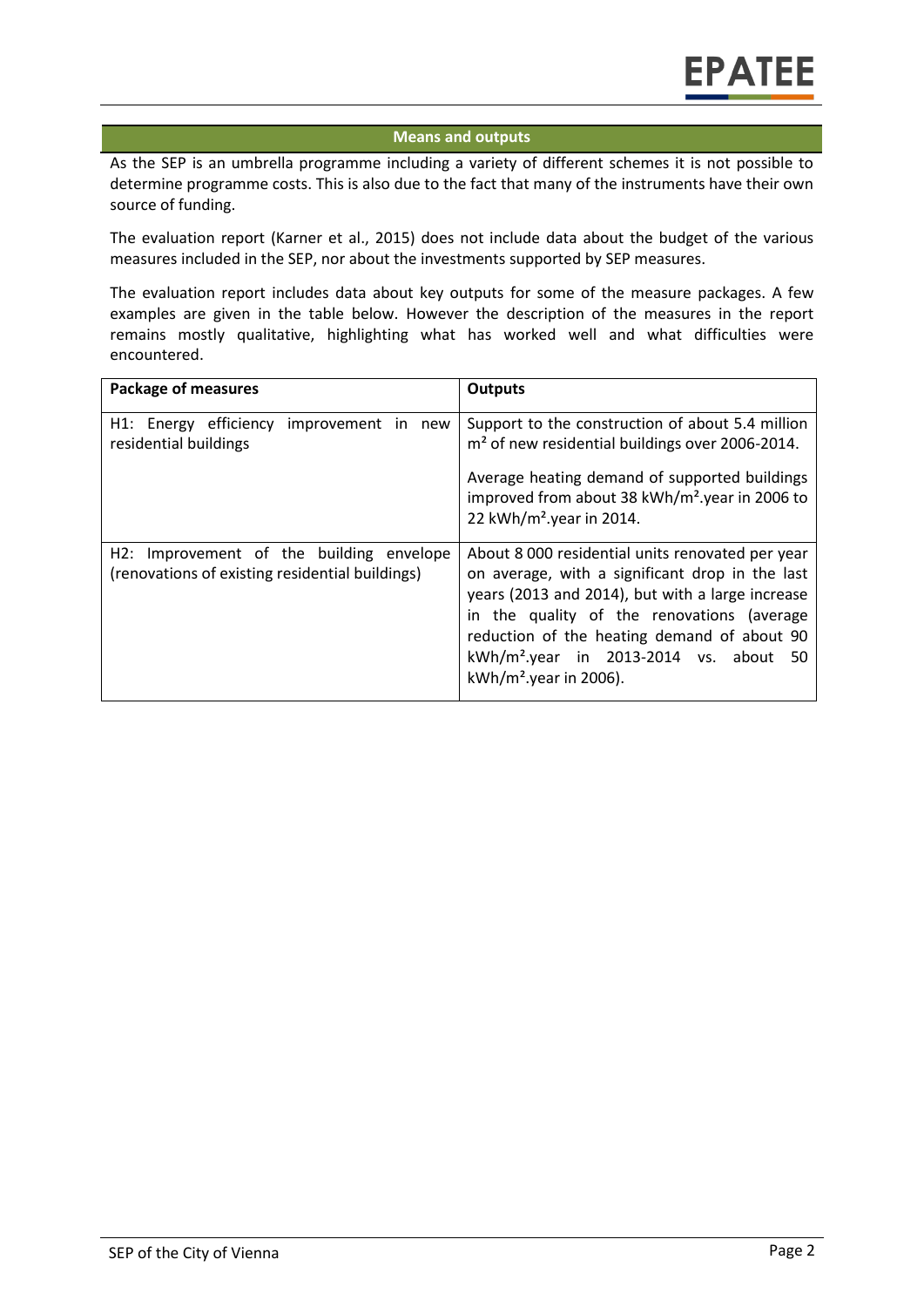## Means and outputs

As the SEP is an umbrella programme including a variety of different schemes it is not possible to determine programme costs. This is also due to the fact that many of the instruments have their own source of funding.

The evaluation report (Karner et al., 2015) does not include data about the budget of the various measures included in the SEP, nor about the investments supported by SEP measures.

The evaluation report includes data about key outputs for some of the measure packages. A few examples are given in the table below. However the description of the measures in the report remains mostly qualitative, highlighting what has worked well and what difficulties were encountered.

| Package of measures | Outputs |
|---|---|
| H1: Energy efficiency improvement in new residential buildings | Support to the construction of about 5.4 million m² of new residential buildings over 2006-2014.<br><br>Average heating demand of supported buildings improved from about 38 kWh/m².year in 2006 to 22 kWh/m².year in 2014. |
| H2: Improvement of the building envelope (renovations of existing residential buildings) | About 8 000 residential units renovated per year on average, with a significant drop in the last years (2013 and 2014), but with a large increase in the quality of the renovations (average reduction of the heating demand of about 90 kWh/m².year in 2013-2014 vs. about 50 kWh/m².year in 2006). |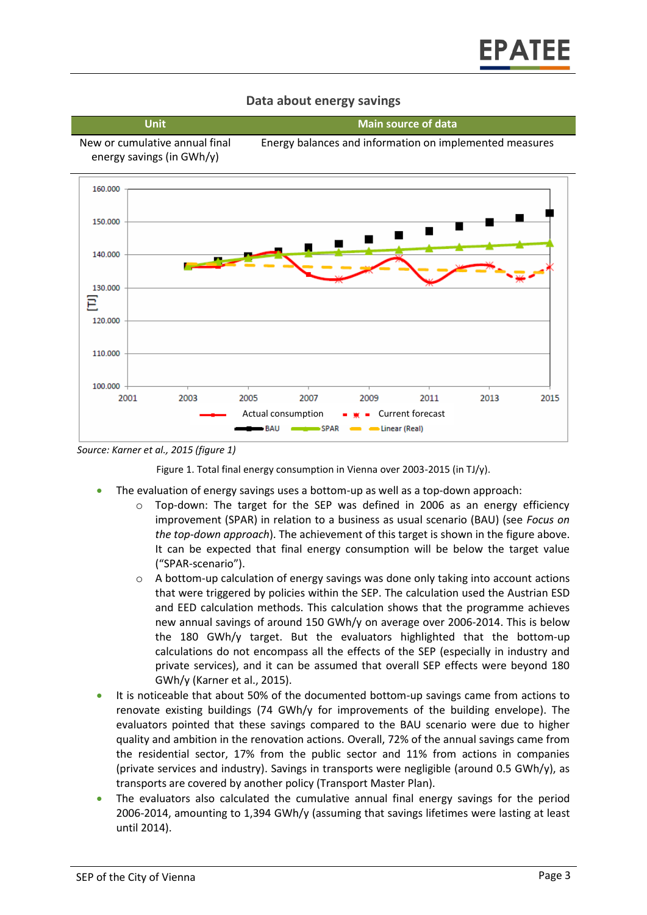### Data about energy savings

| Unit | Main source of data |
|---|---|
| New or cumulative annual final energy savings (in GWh/y) | Energy balances and information on implemented measures |

Source: *Karner et al., 2015 (figure 1)*

Figure 1. Total final energy consumption in Vienna over 2003-2015 (in TJ/y).

- The evaluation of energy savings uses a bottom-up as well as a top-down approach:
  - Top-down: The target for the SEP was defined in 2006 as an energy efficiency improvement (SPAR) in relation to a business as usual scenario (BAU) (see *Focus on the top-down approach*). The achievement of this target is shown in the figure above. It can be expected that final energy consumption will be below the target value ("SPAR-scenario").
  - A bottom-up calculation of energy savings was done only taking into account actions that were triggered by policies within the SEP. The calculation used the Austrian ESD and EED calculation methods. This calculation shows that the programme achieves new annual savings of around 150 GWh/y on average over 2006-2014. This is below the 180 GWh/y target. But the evaluators highlighted that the bottom-up calculations do not encompass all the effects of the SEP (especially in industry and private services), and it can be assumed that overall SEP effects were beyond 180 GWh/y (Karner et al., 2015).
- It is noticeable that about 50% of the documented bottom-up savings came from actions to renovate existing buildings (74 GWh/y for improvements of the building envelope). The evaluators pointed that these savings compared to the BAU scenario were due to higher quality and ambition in the renovation actions. Overall, 72% of the annual savings came from the residential sector, 17% from the public sector and 11% from actions in companies (private services and industry). Savings in transports were negligible (around 0.5 GWh/y), as transports are covered by another policy (Transport Master Plan).
- The evaluators also calculated the cumulative annual final energy savings for the period 2006-2014, amounting to 1,394 GWh/y (assuming that savings lifetimes were lasting at least until 2014).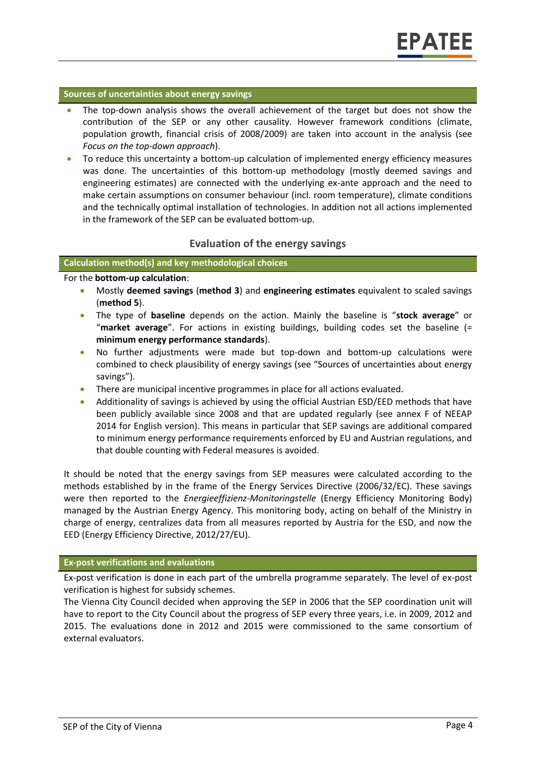### Sources of uncertainties about energy savings

- The top-down analysis shows the overall achievement of the target but does not show the contribution of the SEP or any other causality. However framework conditions (climate, population growth, financial crisis of 2008/2009) are taken into account in the analysis (see *Focus on the top-down approach*).
- To reduce this uncertainty a bottom-up calculation of implemented energy efficiency measures was done. The uncertainties of this bottom-up methodology (mostly deemed savings and engineering estimates) are connected with the underlying ex-ante approach and the need to make certain assumptions on consumer behaviour (incl. room temperature), climate conditions and the technically optimal installation of technologies. In addition not all actions implemented in the framework of the SEP can be evaluated bottom-up.

## Evaluation of the energy savings

### Calculation method(s) and key methodological choices

For the **bottom-up calculation**:

- Mostly **deemed savings** (**method 3**) and **engineering estimates** equivalent to scaled savings (**method 5**).
- The type of **baseline** depends on the action. Mainly the baseline is "**stock average**" or "**market average**". For actions in existing buildings, building codes set the baseline (= **minimum energy performance standards**).
- No further adjustments were made but top-down and bottom-up calculations were combined to check plausibility of energy savings (see "Sources of uncertainties about energy savings").
- There are municipal incentive programmes in place for all actions evaluated.
- Additionality of savings is achieved by using the official Austrian ESD/EED methods that have been publicly available since 2008 and that are updated regularly (see annex F of NEEAP 2014 for English version). This means in particular that SEP savings are additional compared to minimum energy performance requirements enforced by EU and Austrian regulations, and that double counting with Federal measures is avoided.

It should be noted that the energy savings from SEP measures were calculated according to the methods established by in the frame of the Energy Services Directive (2006/32/EC). These savings were then reported to the *Energieeffizienz-Monitoringstelle* (Energy Efficiency Monitoring Body) managed by the Austrian Energy Agency. This monitoring body, acting on behalf of the Ministry in charge of energy, centralizes data from all measures reported by Austria for the ESD, and now the EED (Energy Efficiency Directive, 2012/27/EU).

### Ex-post verifications and evaluations

Ex-post verification is done in each part of the umbrella programme separately. The level of ex-post verification is highest for subsidy schemes.

The Vienna City Council decided when approving the SEP in 2006 that the SEP coordination unit will have to report to the City Council about the progress of SEP every three years, i.e. in 2009, 2012 and 2015. The evaluations done in 2012 and 2015 were commissioned to the same consortium of external evaluators.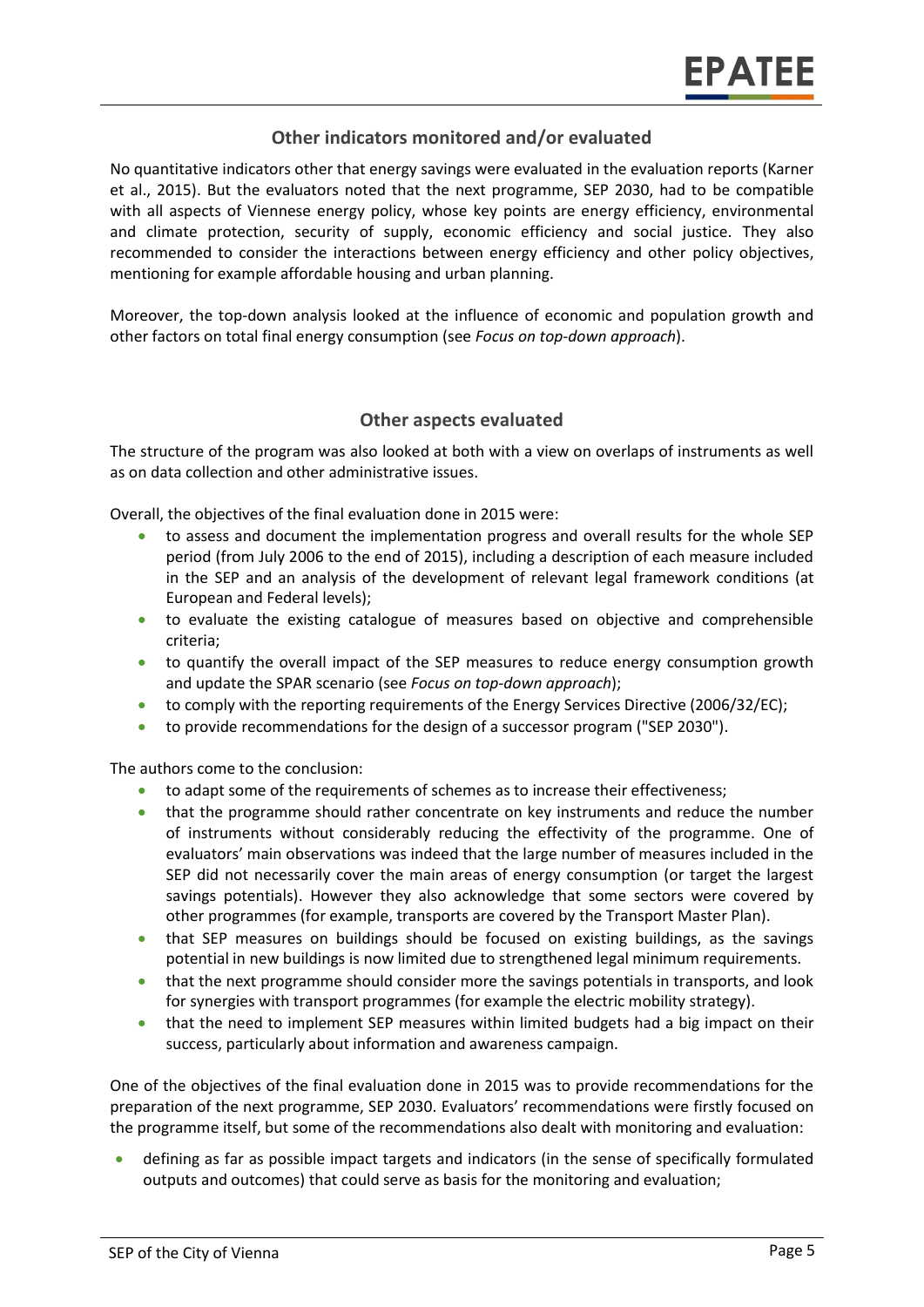## Other indicators monitored and/or evaluated

No quantitative indicators other that energy savings were evaluated in the evaluation reports (Karner et al., 2015). But the evaluators noted that the next programme, SEP 2030, had to be compatible with all aspects of Viennese energy policy, whose key points are energy efficiency, environmental and climate protection, security of supply, economic efficiency and social justice. They also recommended to consider the interactions between energy efficiency and other policy objectives, mentioning for example affordable housing and urban planning.

Moreover, the top-down analysis looked at the influence of economic and population growth and other factors on total final energy consumption (see *Focus on top-down approach*).

## Other aspects evaluated

The structure of the program was also looked at both with a view on overlaps of instruments as well as on data collection and other administrative issues.

Overall, the objectives of the final evaluation done in 2015 were:

- to assess and document the implementation progress and overall results for the whole SEP period (from July 2006 to the end of 2015), including a description of each measure included in the SEP and an analysis of the development of relevant legal framework conditions (at European and Federal levels);
- to evaluate the existing catalogue of measures based on objective and comprehensible criteria;
- to quantify the overall impact of the SEP measures to reduce energy consumption growth and update the SPAR scenario (see *Focus on top-down approach*);
- to comply with the reporting requirements of the Energy Services Directive (2006/32/EC);
- to provide recommendations for the design of a successor program ("SEP 2030").

The authors come to the conclusion:

- to adapt some of the requirements of schemes as to increase their effectiveness;
- that the programme should rather concentrate on key instruments and reduce the number of instruments without considerably reducing the effectivity of the programme. One of evaluators' main observations was indeed that the large number of measures included in the SEP did not necessarily cover the main areas of energy consumption (or target the largest savings potentials). However they also acknowledge that some sectors were covered by other programmes (for example, transports are covered by the Transport Master Plan).
- that SEP measures on buildings should be focused on existing buildings, as the savings potential in new buildings is now limited due to strengthened legal minimum requirements.
- that the next programme should consider more the savings potentials in transports, and look for synergies with transport programmes (for example the electric mobility strategy).
- that the need to implement SEP measures within limited budgets had a big impact on their success, particularly about information and awareness campaign.

One of the objectives of the final evaluation done in 2015 was to provide recommendations for the preparation of the next programme, SEP 2030. Evaluators' recommendations were firstly focused on the programme itself, but some of the recommendations also dealt with monitoring and evaluation:

- defining as far as possible impact targets and indicators (in the sense of specifically formulated outputs and outcomes) that could serve as basis for the monitoring and evaluation;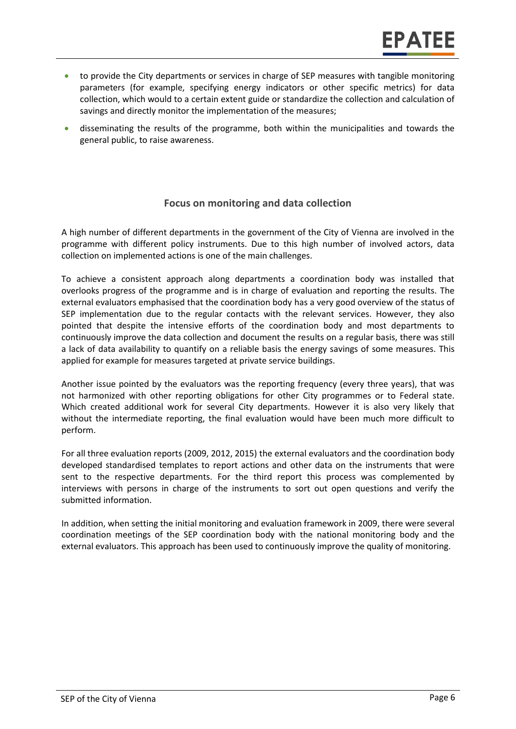- to provide the City departments or services in charge of SEP measures with tangible monitoring parameters (for example, specifying energy indicators or other specific metrics) for data collection, which would to a certain extent guide or standardize the collection and calculation of savings and directly monitor the implementation of the measures;
- disseminating the results of the programme, both within the municipalities and towards the general public, to raise awareness.

## Focus on monitoring and data collection

A high number of different departments in the government of the City of Vienna are involved in the programme with different policy instruments. Due to this high number of involved actors, data collection on implemented actions is one of the main challenges.

To achieve a consistent approach along departments a coordination body was installed that overlooks progress of the programme and is in charge of evaluation and reporting the results. The external evaluators emphasised that the coordination body has a very good overview of the status of SEP implementation due to the regular contacts with the relevant services. However, they also pointed that despite the intensive efforts of the coordination body and most departments to continuously improve the data collection and document the results on a regular basis, there was still a lack of data availability to quantify on a reliable basis the energy savings of some measures. This applied for example for measures targeted at private service buildings.

Another issue pointed by the evaluators was the reporting frequency (every three years), that was not harmonized with other reporting obligations for other City programmes or to Federal state. Which created additional work for several City departments. However it is also very likely that without the intermediate reporting, the final evaluation would have been much more difficult to perform.

For all three evaluation reports (2009, 2012, 2015) the external evaluators and the coordination body developed standardised templates to report actions and other data on the instruments that were sent to the respective departments. For the third report this process was complemented by interviews with persons in charge of the instruments to sort out open questions and verify the submitted information.

In addition, when setting the initial monitoring and evaluation framework in 2009, there were several coordination meetings of the SEP coordination body with the national monitoring body and the external evaluators. This approach has been used to continuously improve the quality of monitoring.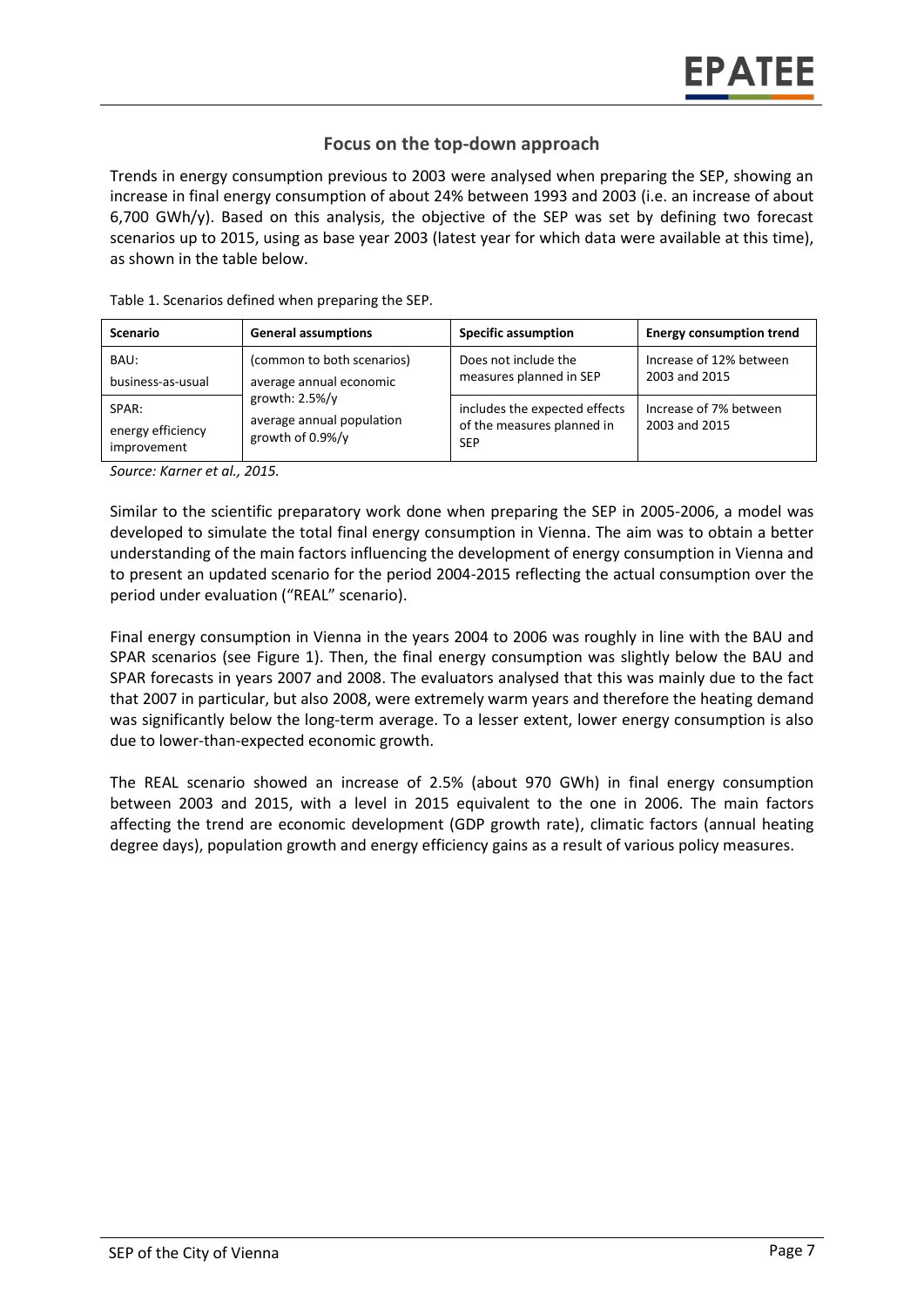## Focus on the top-down approach

Trends in energy consumption previous to 2003 were analysed when preparing the SEP, showing an increase in final energy consumption of about 24% between 1993 and 2003 (i.e. an increase of about 6,700 GWh/y). Based on this analysis, the objective of the SEP was set by defining two forecast scenarios up to 2015, using as base year 2003 (latest year for which data were available at this time), as shown in the table below.

Table 1. Scenarios defined when preparing the SEP.

| Scenario | General assumptions | Specific assumption | Energy consumption trend |
|---|---|---|---|
| BAU: business-as-usual | (common to both scenarios) average annual economic growth: 2.5%/y average annual population growth of 0.9%/y | Does not include the measures planned in SEP | Increase of 12% between 2003 and 2015 |
| SPAR: energy efficiency improvement | | includes the expected effects of the measures planned in SEP | Increase of 7% between 2003 and 2015 |

*Source: Karner et al., 2015.*

Similar to the scientific preparatory work done when preparing the SEP in 2005-2006, a model was developed to simulate the total final energy consumption in Vienna. The aim was to obtain a better understanding of the main factors influencing the development of energy consumption in Vienna and to present an updated scenario for the period 2004-2015 reflecting the actual consumption over the period under evaluation ("REAL" scenario).

Final energy consumption in Vienna in the years 2004 to 2006 was roughly in line with the BAU and SPAR scenarios (see Figure 1). Then, the final energy consumption was slightly below the BAU and SPAR forecasts in years 2007 and 2008. The evaluators analysed that this was mainly due to the fact that 2007 in particular, but also 2008, were extremely warm years and therefore the heating demand was significantly below the long-term average. To a lesser extent, lower energy consumption is also due to lower-than-expected economic growth.

The REAL scenario showed an increase of 2.5% (about 970 GWh) in final energy consumption between 2003 and 2015, with a level in 2015 equivalent to the one in 2006. The main factors affecting the trend are economic development (GDP growth rate), climatic factors (annual heating degree days), population growth and energy efficiency gains as a result of various policy measures.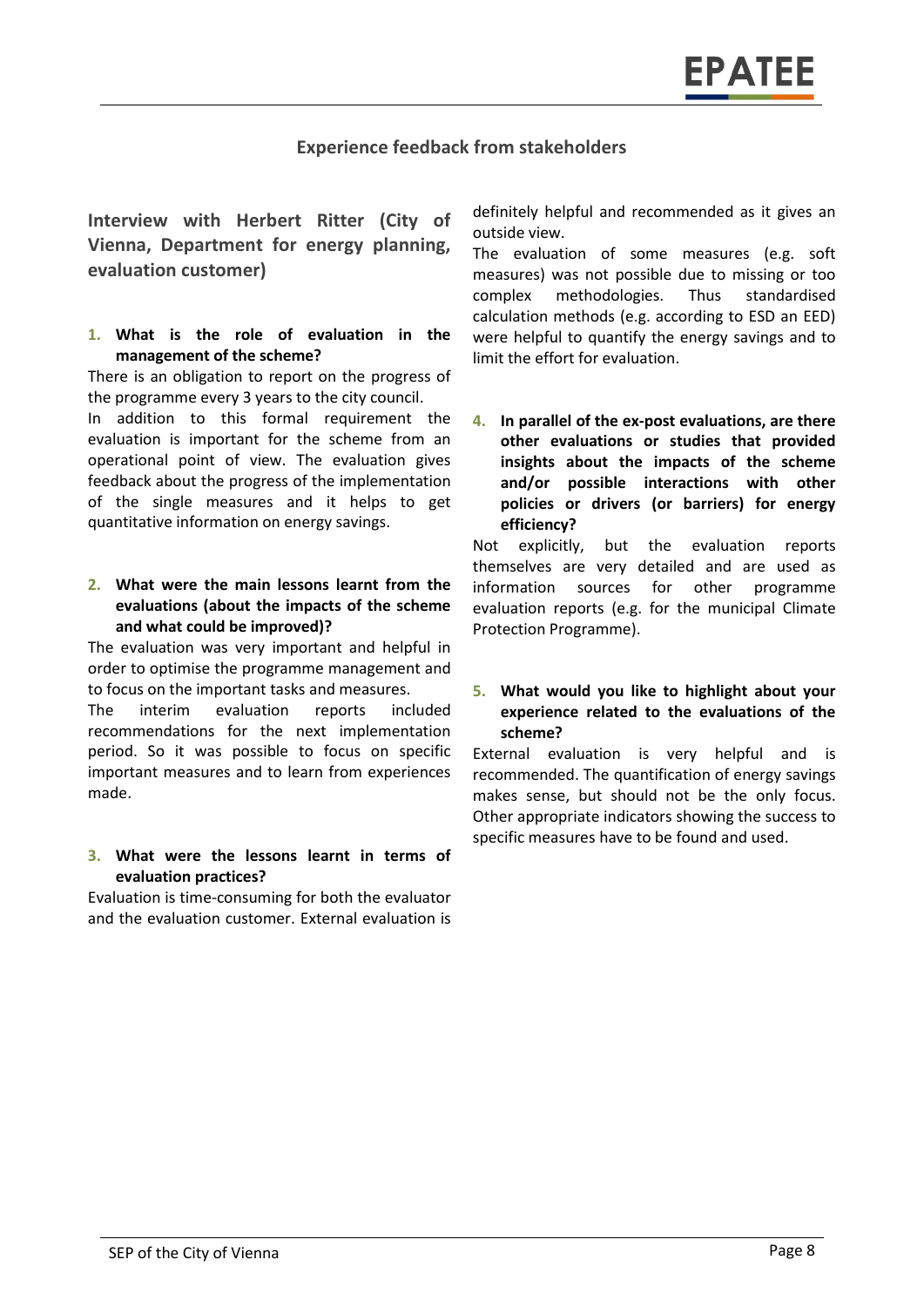## Experience feedback from stakeholders

### Interview with Herbert Ritter (City of Vienna, Department for energy planning, evaluation customer)

**1. What is the role of evaluation in the management of the scheme?**

There is an obligation to report on the progress of the programme every 3 years to the city council.

In addition to this formal requirement the evaluation is important for the scheme from an operational point of view. The evaluation gives feedback about the progress of the implementation of the single measures and it helps to get quantitative information on energy savings.

**2. What were the main lessons learnt from the evaluations (about the impacts of the scheme and what could be improved)?**

The evaluation was very important and helpful in order to optimise the programme management and to focus on the important tasks and measures.

The interim evaluation reports included recommendations for the next implementation period. So it was possible to focus on specific important measures and to learn from experiences made.

**3. What were the lessons learnt in terms of evaluation practices?**

Evaluation is time-consuming for both the evaluator and the evaluation customer. External evaluation is definitely helpful and recommended as it gives an outside view.

The evaluation of some measures (e.g. soft measures) was not possible due to missing or too complex methodologies. Thus standardised calculation methods (e.g. according to ESD an EED) were helpful to quantify the energy savings and to limit the effort for evaluation.

**4. In parallel of the ex-post evaluations, are there other evaluations or studies that provided insights about the impacts of the scheme and/or possible interactions with other policies or drivers (or barriers) for energy efficiency?**

Not explicitly, but the evaluation reports themselves are very detailed and are used as information sources for other programme evaluation reports (e.g. for the municipal Climate Protection Programme).

**5. What would you like to highlight about your experience related to the evaluations of the scheme?**

External evaluation is very helpful and is recommended. The quantification of energy savings makes sense, but should not be the only focus. Other appropriate indicators showing the success to specific measures have to be found and used.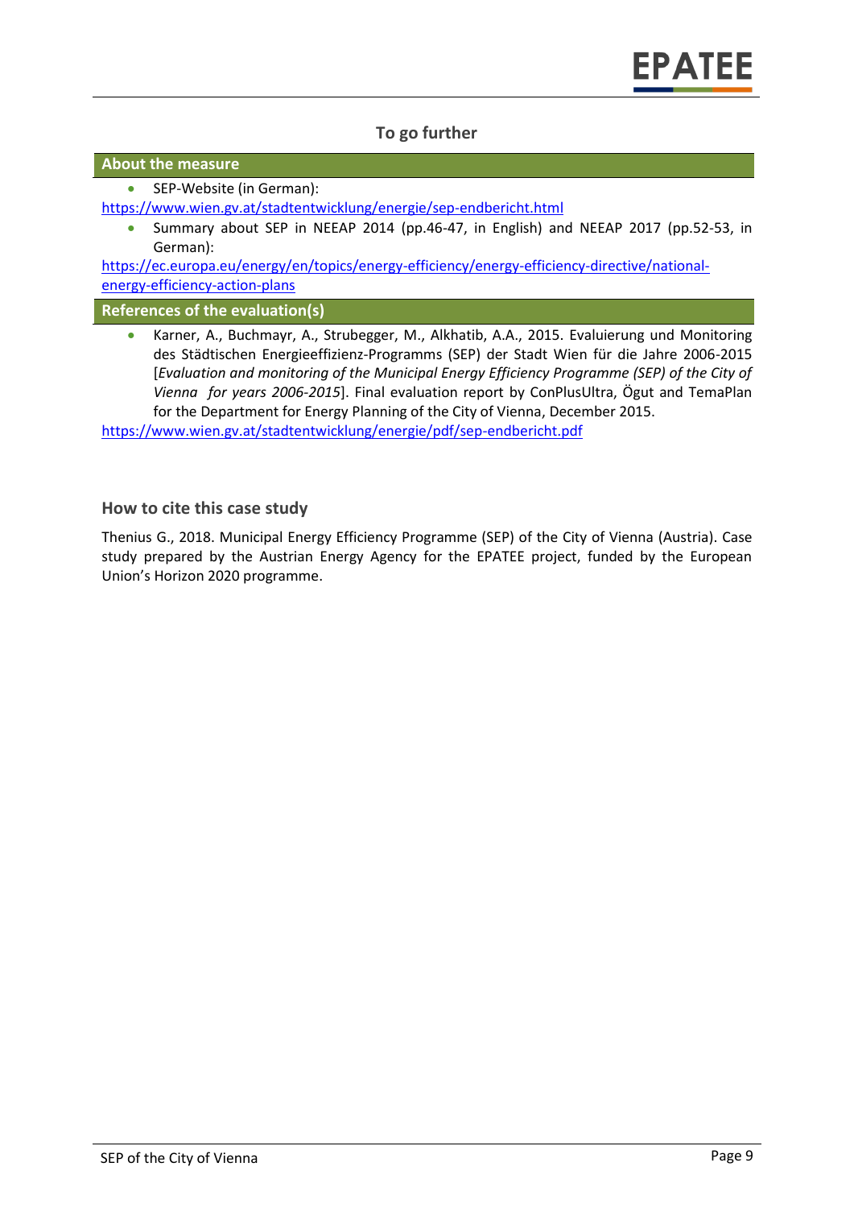## To go further

### About the measure

- SEP-Website (in German):

https://www.wien.gv.at/stadtentwicklung/energie/sep-endbericht.html

- Summary about SEP in NEEAP 2014 (pp.46-47, in English) and NEEAP 2017 (pp.52-53, in German):

https://ec.europa.eu/energy/en/topics/energy-efficiency/energy-efficiency-directive/national-energy-efficiency-action-plans

### References of the evaluation(s)

- Karner, A., Buchmayr, A., Strubegger, M., Alkhatib, A.A., 2015. Evaluierung und Monitoring des Städtischen Energieeffizienz-Programms (SEP) der Stadt Wien für die Jahre 2006-2015 [*Evaluation and monitoring of the Municipal Energy Efficiency Programme (SEP) of the City of Vienna for years 2006-2015*]. Final evaluation report by ConPlusUltra, Ögut and TemaPlan for the Department for Energy Planning of the City of Vienna, December 2015.

https://www.wien.gv.at/stadtentwicklung/energie/pdf/sep-endbericht.pdf

### How to cite this case study

Thenius G., 2018. Municipal Energy Efficiency Programme (SEP) of the City of Vienna (Austria). Case study prepared by the Austrian Energy Agency for the EPATEE project, funded by the European Union's Horizon 2020 programme.